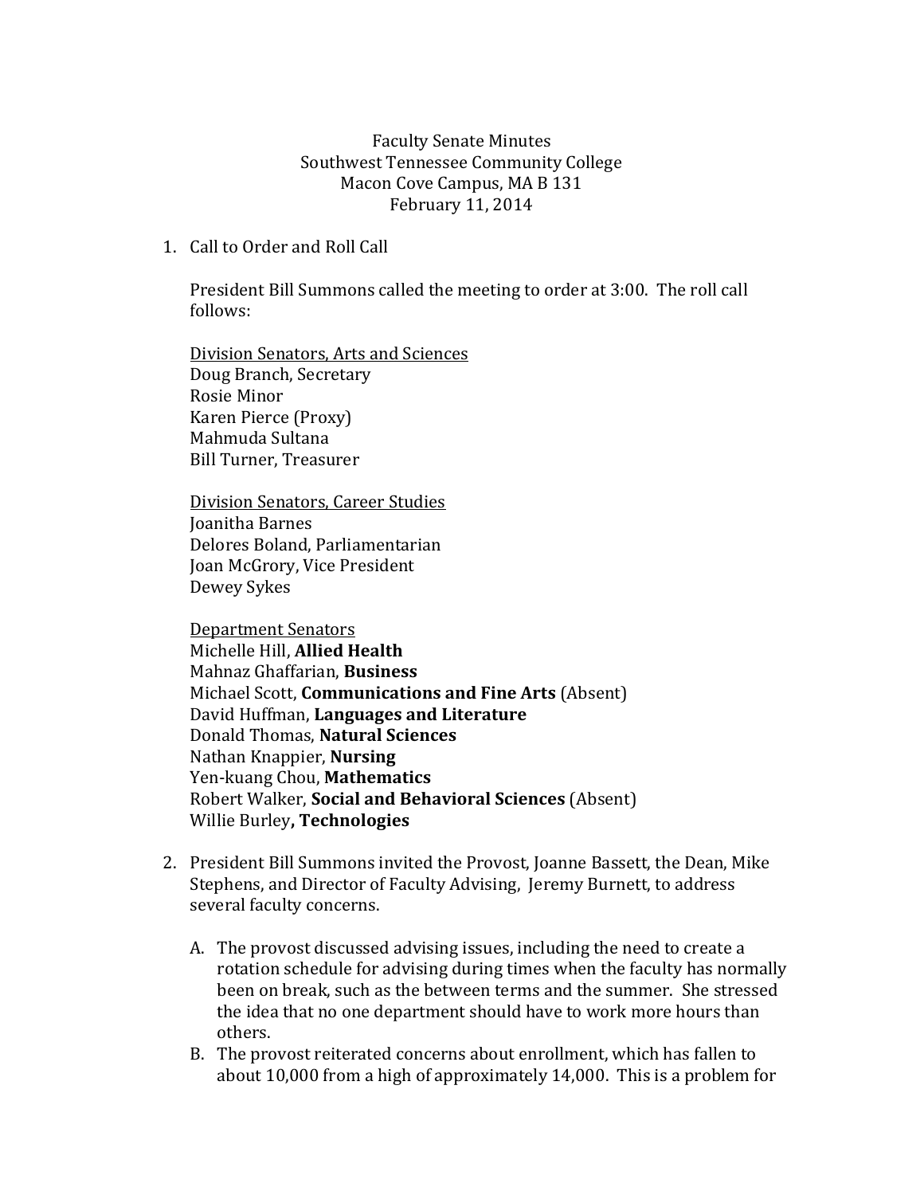Faculty Senate Minutes
Southwest Tennessee Community College
Macon Cove Campus, MA B 131
February 11, 2014

1. Call to Order and Roll Call

   President Bill Summons called the meeting to order at 3:00. The roll call follows:

   <u>Division Senators, Arts and Sciences</u>
   Doug Branch, Secretary
   Rosie Minor
   Karen Pierce (Proxy)
   Mahmuda Sultana
   Bill Turner, Treasurer

   <u>Division Senators, Career Studies</u>
   Joanitha Barnes
   Delores Boland, Parliamentarian
   Joan McGrory, Vice President
   Dewey Sykes

   <u>Department Senators</u>
   Michelle Hill, **Allied Health**
   Mahnaz Ghaffarian, **Business**
   Michael Scott, **Communications and Fine Arts** (Absent)
   David Huffman, **Languages and Literature**
   Donald Thomas, **Natural Sciences**
   Nathan Knappier, **Nursing**
   Yen-kuang Chou, **Mathematics**
   Robert Walker, **Social and Behavioral Sciences** (Absent)
   Willie Burley**, Technologies**

2. President Bill Summons invited the Provost, Joanne Bassett, the Dean, Mike Stephens, and Director of Faculty Advising, Jeremy Burnett, to address several faculty concerns.

   A. The provost discussed advising issues, including the need to create a rotation schedule for advising during times when the faculty has normally been on break, such as the between terms and the summer. She stressed the idea that no one department should have to work more hours than others.
   B. The provost reiterated concerns about enrollment, which has fallen to about 10,000 from a high of approximately 14,000. This is a problem for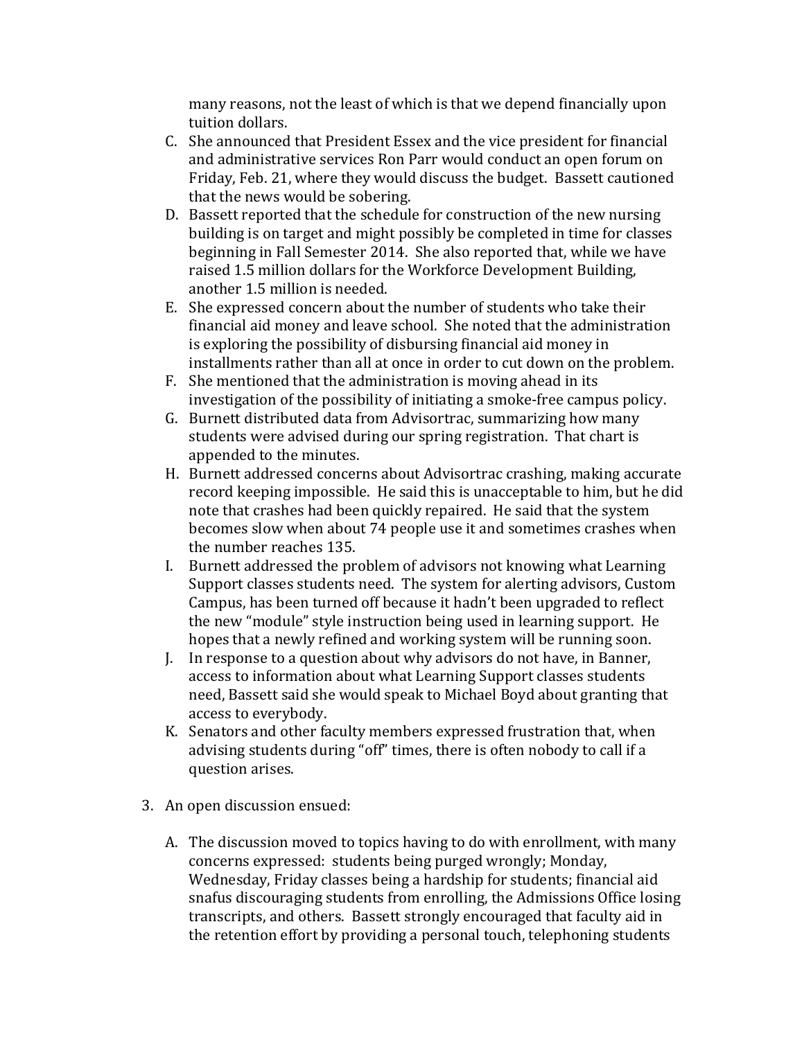many reasons, not the least of which is that we depend financially upon tuition dollars.

C. She announced that President Essex and the vice president for financial and administrative services Ron Parr would conduct an open forum on Friday, Feb. 21, where they would discuss the budget. Bassett cautioned that the news would be sobering.
D. Bassett reported that the schedule for construction of the new nursing building is on target and might possibly be completed in time for classes beginning in Fall Semester 2014. She also reported that, while we have raised 1.5 million dollars for the Workforce Development Building, another 1.5 million is needed.
E. She expressed concern about the number of students who take their financial aid money and leave school. She noted that the administration is exploring the possibility of disbursing financial aid money in installments rather than all at once in order to cut down on the problem.
F. She mentioned that the administration is moving ahead in its investigation of the possibility of initiating a smoke-free campus policy.
G. Burnett distributed data from Advisortrac, summarizing how many students were advised during our spring registration. That chart is appended to the minutes.
H. Burnett addressed concerns about Advisortrac crashing, making accurate record keeping impossible. He said this is unacceptable to him, but he did note that crashes had been quickly repaired. He said that the system becomes slow when about 74 people use it and sometimes crashes when the number reaches 135.
I. Burnett addressed the problem of advisors not knowing what Learning Support classes students need. The system for alerting advisors, Custom Campus, has been turned off because it hadn't been upgraded to reflect the new "module" style instruction being used in learning support. He hopes that a newly refined and working system will be running soon.
J. In response to a question about why advisors do not have, in Banner, access to information about what Learning Support classes students need, Bassett said she would speak to Michael Boyd about granting that access to everybody.
K. Senators and other faculty members expressed frustration that, when advising students during "off" times, there is often nobody to call if a question arises.

3. An open discussion ensued:

   A. The discussion moved to topics having to do with enrollment, with many concerns expressed: students being purged wrongly; Monday, Wednesday, Friday classes being a hardship for students; financial aid snafus discouraging students from enrolling, the Admissions Office losing transcripts, and others. Bassett strongly encouraged that faculty aid in the retention effort by providing a personal touch, telephoning students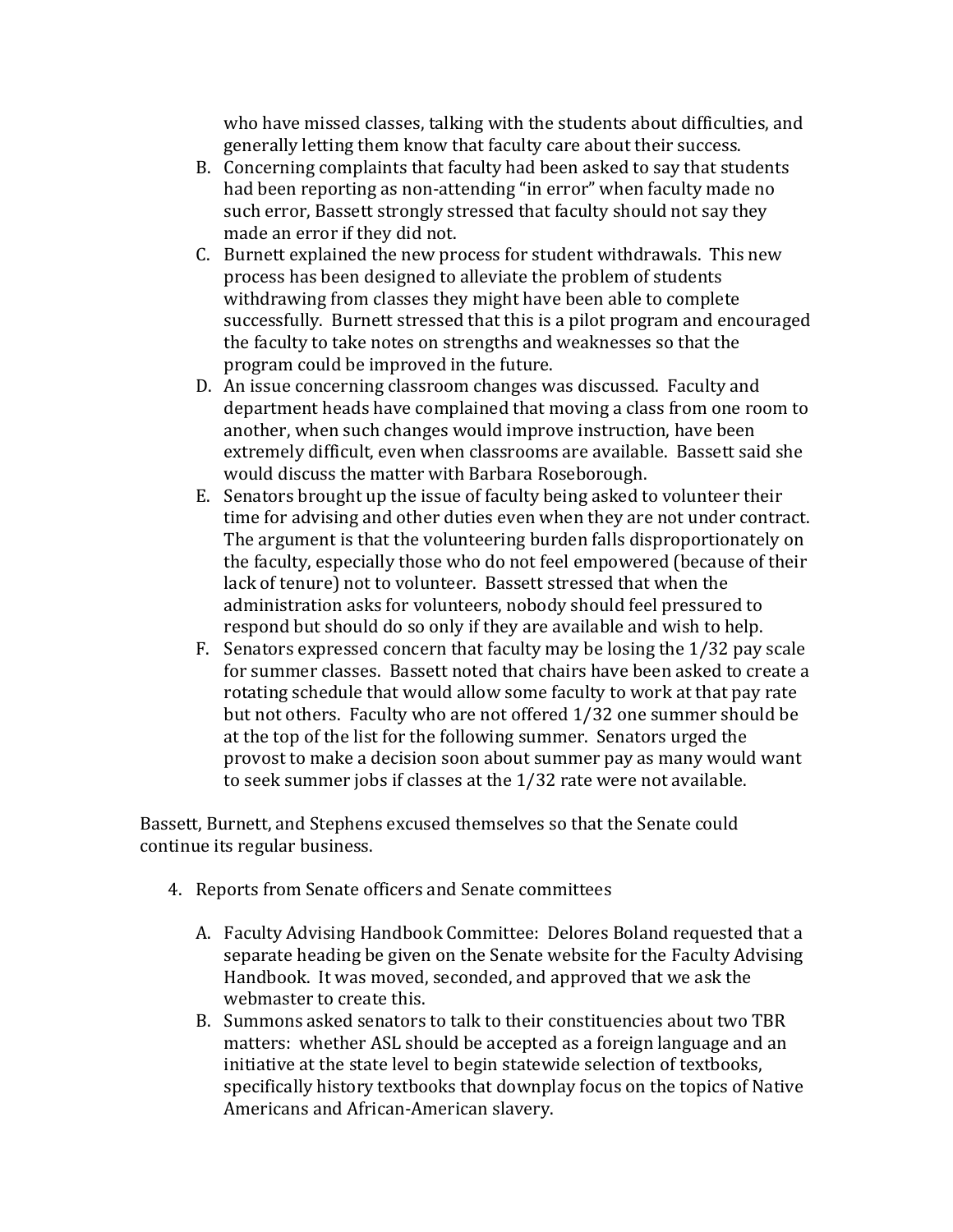who have missed classes, talking with the students about difficulties, and generally letting them know that faculty care about their success.

B. Concerning complaints that faculty had been asked to say that students had been reporting as non-attending "in error" when faculty made no such error, Bassett strongly stressed that faculty should not say they made an error if they did not.

C. Burnett explained the new process for student withdrawals. This new process has been designed to alleviate the problem of students withdrawing from classes they might have been able to complete successfully. Burnett stressed that this is a pilot program and encouraged the faculty to take notes on strengths and weaknesses so that the program could be improved in the future.

D. An issue concerning classroom changes was discussed. Faculty and department heads have complained that moving a class from one room to another, when such changes would improve instruction, have been extremely difficult, even when classrooms are available. Bassett said she would discuss the matter with Barbara Roseborough.

E. Senators brought up the issue of faculty being asked to volunteer their time for advising and other duties even when they are not under contract. The argument is that the volunteering burden falls disproportionately on the faculty, especially those who do not feel empowered (because of their lack of tenure) not to volunteer. Bassett stressed that when the administration asks for volunteers, nobody should feel pressured to respond but should do so only if they are available and wish to help.

F. Senators expressed concern that faculty may be losing the 1/32 pay scale for summer classes. Bassett noted that chairs have been asked to create a rotating schedule that would allow some faculty to work at that pay rate but not others. Faculty who are not offered 1/32 one summer should be at the top of the list for the following summer. Senators urged the provost to make a decision soon about summer pay as many would want to seek summer jobs if classes at the 1/32 rate were not available.

Bassett, Burnett, and Stephens excused themselves so that the Senate could continue its regular business.

4. Reports from Senate officers and Senate committees

   A. Faculty Advising Handbook Committee: Delores Boland requested that a separate heading be given on the Senate website for the Faculty Advising Handbook. It was moved, seconded, and approved that we ask the webmaster to create this.

   B. Summons asked senators to talk to their constituencies about two TBR matters: whether ASL should be accepted as a foreign language and an initiative at the state level to begin statewide selection of textbooks, specifically history textbooks that downplay focus on the topics of Native Americans and African-American slavery.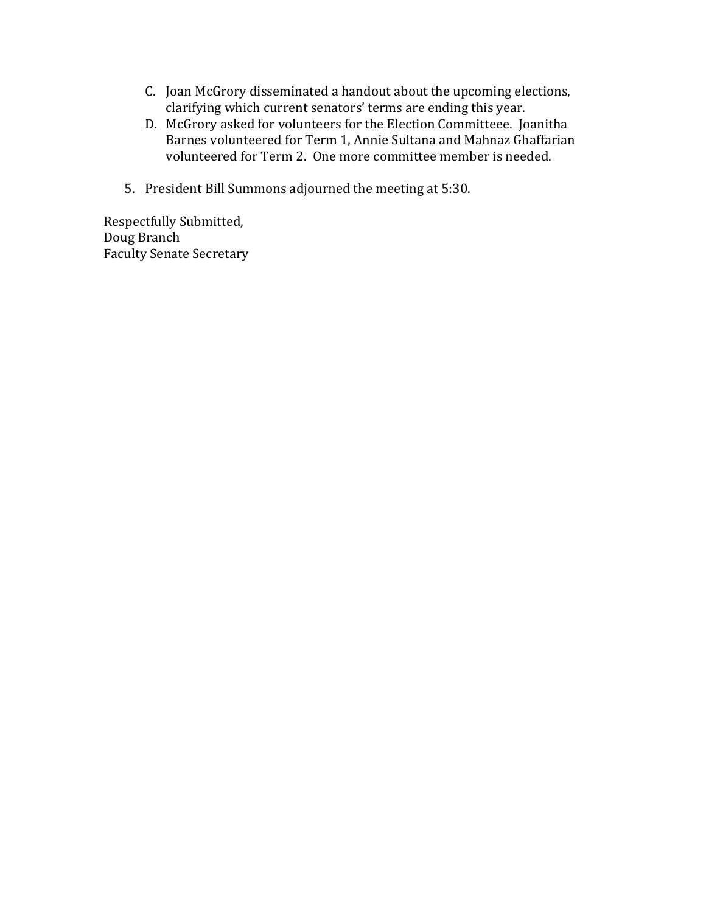C. Joan McGrory disseminated a handout about the upcoming elections, clarifying which current senators' terms are ending this year.
D. McGrory asked for volunteers for the Election Committeee. Joanitha Barnes volunteered for Term 1, Annie Sultana and Mahnaz Ghaffarian volunteered for Term 2. One more committee member is needed.

5. President Bill Summons adjourned the meeting at 5:30.

Respectfully Submitted,
Doug Branch
Faculty Senate Secretary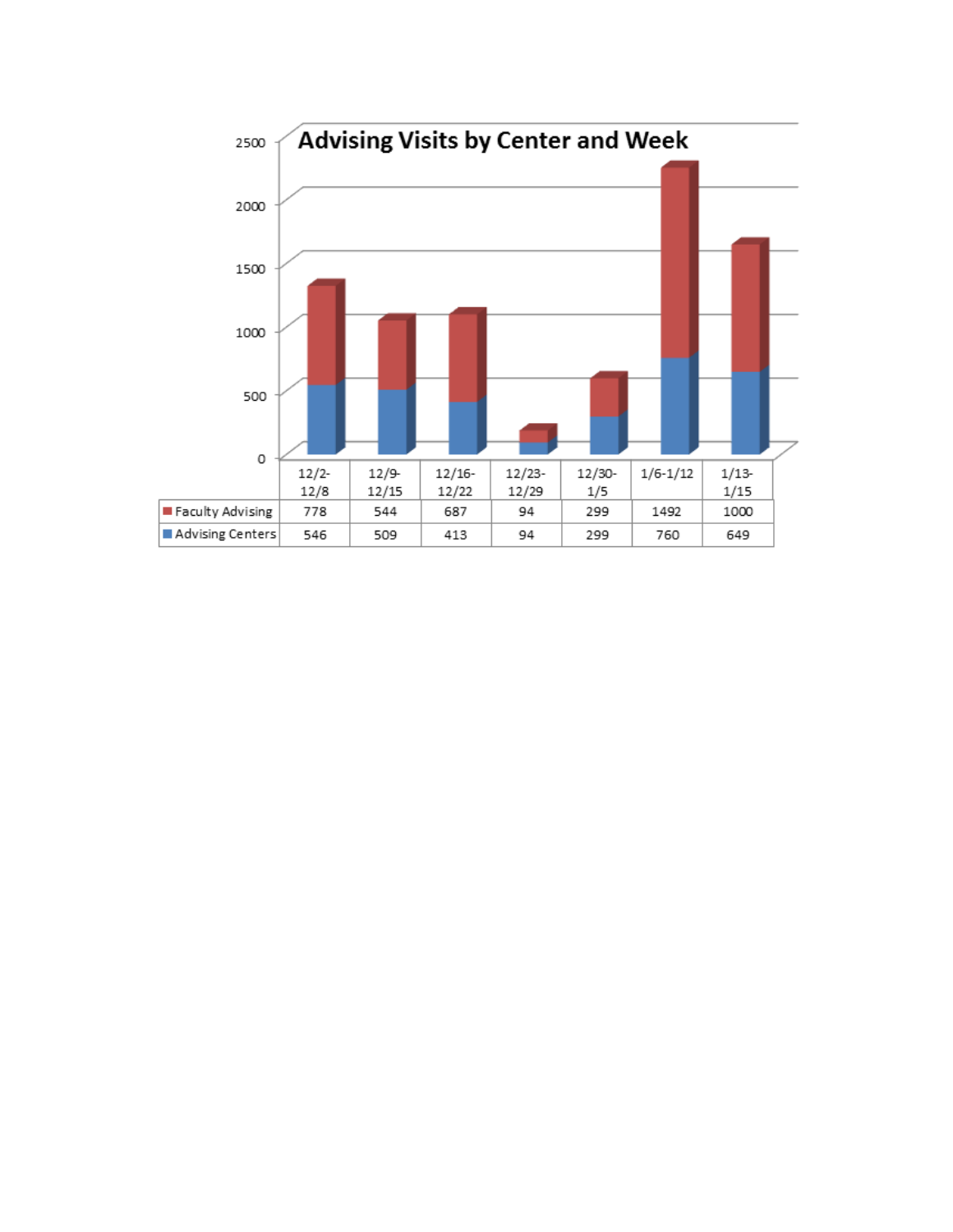Advising Visits by Center and Week

2500
2000
1500
1000
500
0

12/2-12/8
12/9-12/15
12/16-12/22
12/23-12/29
12/30-1/5
1/6-1/12
1/13-1/15

Faculty Advising 778 544 687 94 299 1492 1000

Advising Centers 546 509 413 94 299 760 649